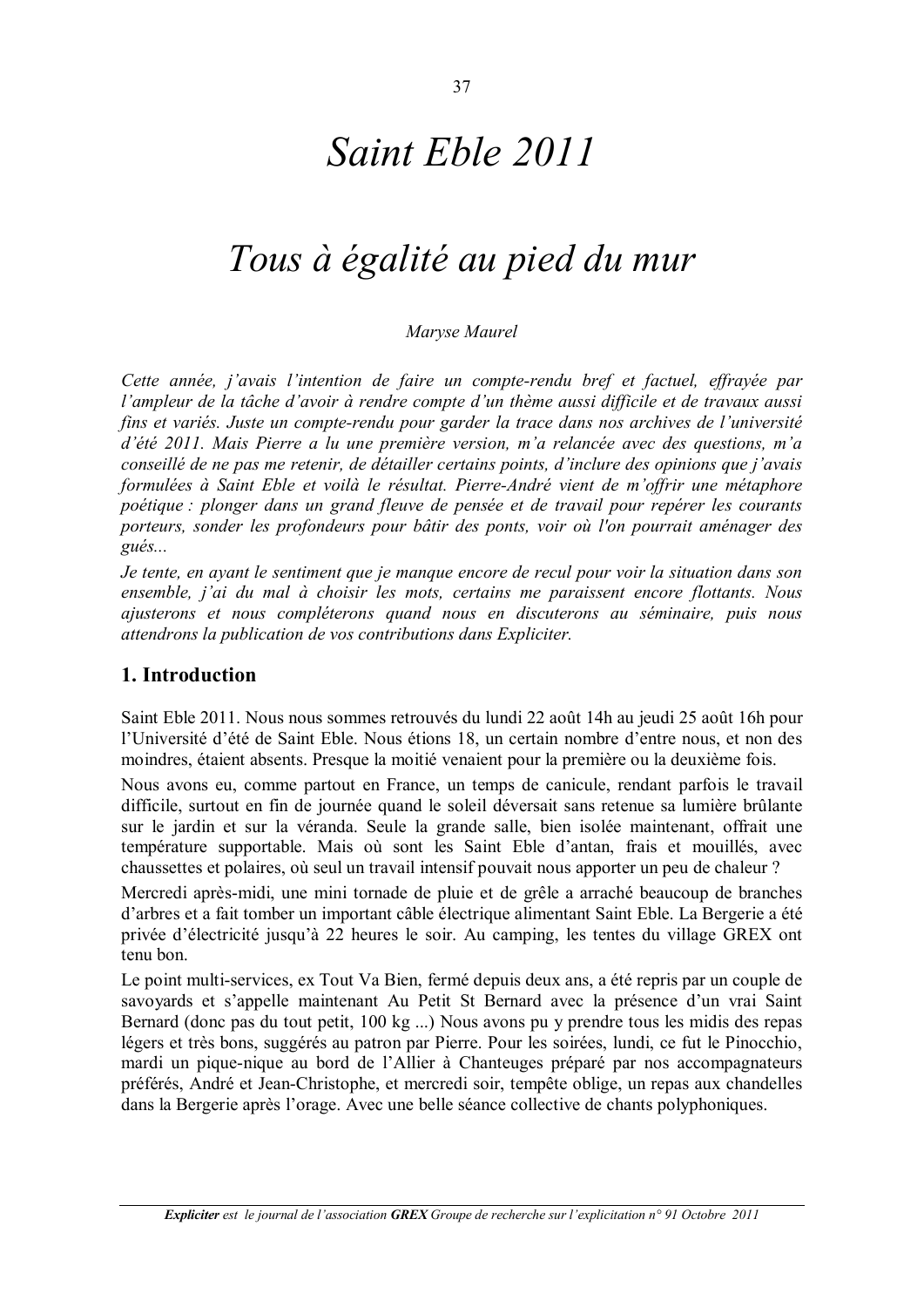# *Saint Eble 2011*

# *Tous à égalité au pied du mur*

*Maryse Maurel*

*Cette année, j'avais l'intention de faire un compte-rendu bref et factuel, effrayée par l'ampleur de la tâche d'avoir à rendre compte d'un thème aussi difficile et de travaux aussi fins et variés. Juste un compte-rendu pour garder la trace dans nos archives de l'université d'été 2011. Mais Pierre a lu une première version, m'a relancée avec des questions, m'a conseillé de ne pas me retenir, de détailler certains points, d'inclure des opinions que j'avais formulées à Saint Eble et voilà le résultat. Pierre-André vient de m'offrir une métaphore poétique : plonger dans un grand fleuve de pensée et de travail pour repérer les courants porteurs, sonder les profondeurs pour bâtir des ponts, voir où l'on pourrait aménager des gués...*

*Je tente, en ayant le sentiment que je manque encore de recul pour voir la situation dans son ensemble, j'ai du mal à choisir les mots, certains me paraissent encore flottants. Nous ajusterons et nous compléterons quand nous en discuterons au séminaire, puis nous attendrons la publication de vos contributions dans Expliciter.*

## 1. Introduction

Saint Eble 2011. Nous nous sommes retrouvés du lundi 22 août 14h au jeudi 25 août 16h pour l'Université d'été de Saint Eble. Nous étions 18, un certain nombre d'entre nous, et non des moindres, étaient absents. Presque la moitié venaient pour la première ou la deuxième fois.

Nous avons eu, comme partout en France, un temps de canicule, rendant parfois le travail difficile, surtout en fin de journée quand le soleil déversait sans retenue sa lumière brûlante sur le jardin et sur la véranda. Seule la grande salle, bien isolée maintenant, offrait une température supportable. Mais où sont les Saint Eble d'antan, frais et mouillés, avec chaussettes et polaires, où seul un travail intensif pouvait nous apporter un peu de chaleur ?

Mercredi après-midi, une mini tornade de pluie et de grêle a arraché beaucoup de branches d'arbres et a fait tomber un important câble électrique alimentant Saint Eble. La Bergerie a été privée d'électricité jusqu'à 22 heures le soir. Au camping, les tentes du village GREX ont tenu bon.

Le point multi-services, ex Tout Va Bien, fermé depuis deux ans, a été repris par un couple de savoyards et s'appelle maintenant Au Petit St Bernard avec la présence d'un vrai Saint Bernard (donc pas du tout petit, 100 kg ...) Nous avons pu y prendre tous les midis des repas légers et très bons, suggérés au patron par Pierre. Pour les soirées, lundi, ce fut le Pinocchio, mardi un pique-nique au bord de l'Allier à Chanteuges préparé par nos accompagnateurs préférés, André et Jean-Christophe, et mercredi soir, tempête oblige, un repas aux chandelles dans la Bergerie après l'orage. Avec une belle séance collective de chants polyphoniques.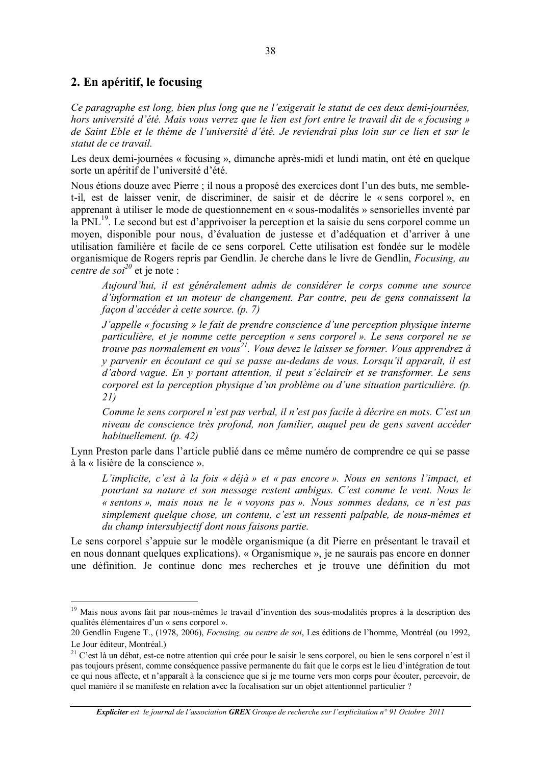## 2. En apéritif, le focusing

*Ce paragraphe est long, bien plus long que ne l'exigerait le statut de ces deux demi-journées, hors université d'été. Mais vous verrez que le lien est fort entre le travail dit de « focusing » de Saint Eble et le thème de l'université d'été. Je reviendrai plus loin sur ce lien et sur le statut de ce travail.*

Les deux demi-journées « focusing », dimanche après-midi et lundi matin, ont été en quelque sorte un apéritif de l'université d'été.

Nous étions douze avec Pierre ; il nous a proposé des exercices dont l'un des buts, me semble-t-il, est de laisser venir, de discriminer, de saisir et de décrire le « sens corporel », en apprenant à utiliser le mode de questionnement en « sous-modalités » sensorielles inventé par la PNL[19]. Le second but est d'apprivoiser la perception et la saisie du sens corporel comme un moyen, disponible pour nous, d'évaluation de justesse et d'adéquation et d'arriver à une utilisation familière et facile de ce sens corporel. Cette utilisation est fondée sur le modèle organismique de Rogers repris par Gendlin. Je cherche dans le livre de Gendlin, *Focusing, au centre de soi*[20] et je note :

> *Aujourd'hui, il est généralement admis de considérer le corps comme une source d'information et un moteur de changement. Par contre, peu de gens connaissent la façon d'accéder à cette source. (p. 7)*
>
> *J'appelle « focusing » le fait de prendre conscience d'une perception physique interne particulière, et je nomme cette perception « sens corporel ». Le sens corporel ne se trouve pas normalement en vous[21]. Vous devez le laisser se former. Vous apprendrez à y parvenir en écoutant ce qui se passe au-dedans de vous. Lorsqu'il apparaît, il est d'abord vague. En y portant attention, il peut s'éclaircir et se transformer. Le sens corporel est la perception physique d'un problème ou d'une situation particulière. (p. 21)*
>
> *Comme le sens corporel n'est pas verbal, il n'est pas facile à décrire en mots. C'est un niveau de conscience très profond, non familier, auquel peu de gens savent accéder habituellement. (p. 42)*

Lynn Preston parle dans l'article publié dans ce même numéro de comprendre ce qui se passe à la « lisière de la conscience ».

> *L'implicite, c'est à la fois « déjà » et « pas encore ». Nous en sentons l'impact, et pourtant sa nature et son message restent ambigus. C'est comme le vent. Nous le « sentons », mais nous ne le « voyons pas ». Nous sommes dedans, ce n'est pas simplement quelque chose, un contenu, c'est un ressenti palpable, de nous-mêmes et du champ intersubjectif dont nous faisons partie.*

Le sens corporel s'appuie sur le modèle organismique (a dit Pierre en présentant le travail et en nous donnant quelques explications). « Organismique », je ne saurais pas encore en donner une définition. Je continue donc mes recherches et je trouve une définition du mot

---

[19] Mais nous avons fait par nous-mêmes le travail d'invention des sous-modalités propres à la description des qualités élémentaires d'un « sens corporel ».

[20] Gendlin Eugene T., (1978, 2006), *Focusing, au centre de soi*, Les éditions de l'homme, Montréal (ou 1992, Le Jour éditeur, Montréal.)

[21] C'est là un débat, est-ce notre attention qui crée pour le saisir le sens corporel, ou bien le sens corporel n'est il pas toujours présent, comme conséquence passive permanente du fait que le corps est le lieu d'intégration de tout ce qui nous affecte, et n'apparaît à la conscience que si je me tourne vers mon corps pour écouter, percevoir, de quel manière il se manifeste en relation avec la focalisation sur un objet attentionnel particulier ?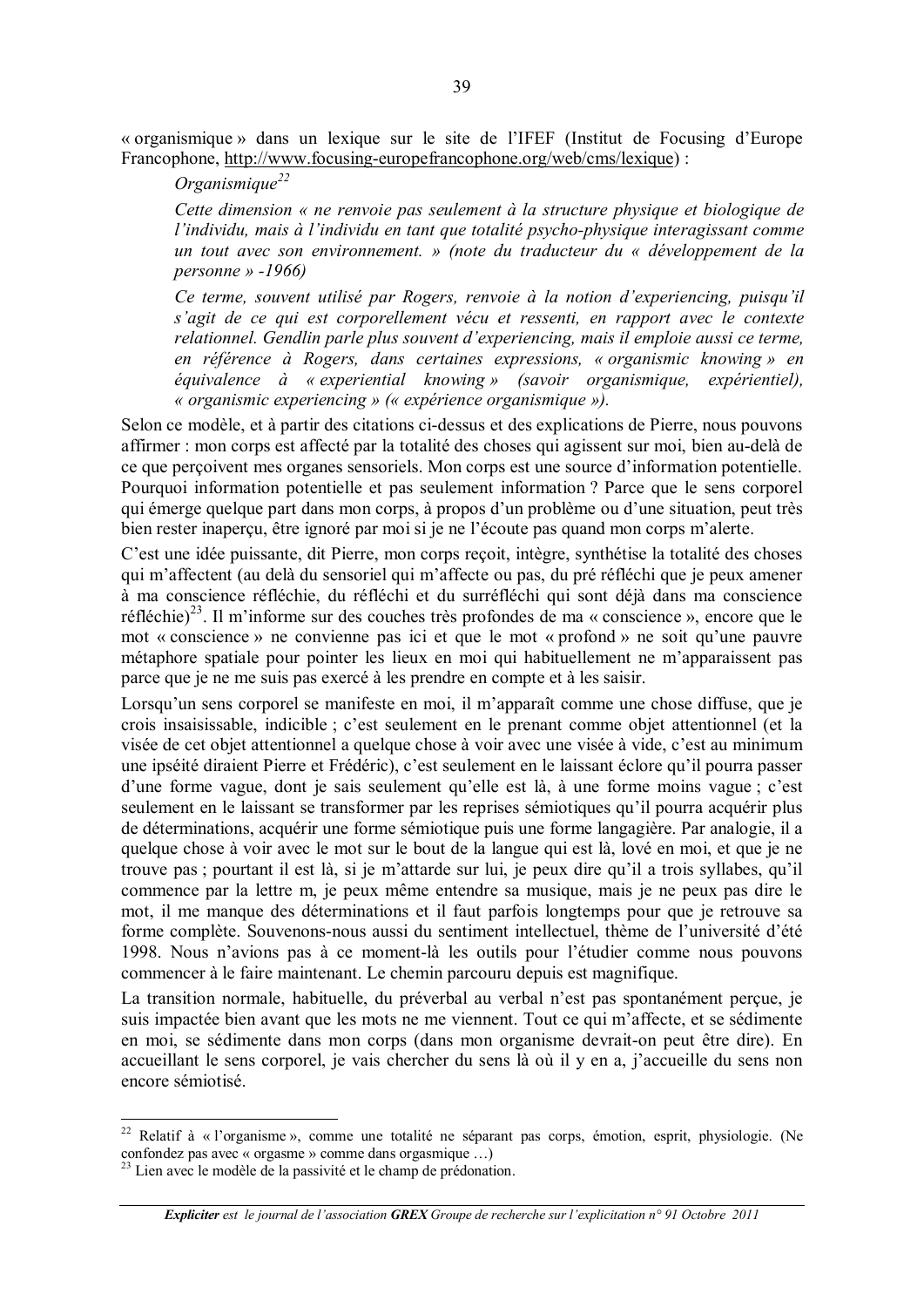« organismique » dans un lexique sur le site de l'IFEF (Institut de Focusing d'Europe Francophone, http://www.focusing-europefrancophone.org/web/cms/lexique) :

> *Organismique*[22]
>
> *Cette dimension « ne renvoie pas seulement à la structure physique et biologique de l'individu, mais à l'individu en tant que totalité psycho-physique interagissant comme un tout avec son environnement. » (note du traducteur du « développement de la personne » -1966)*
>
> *Ce terme, souvent utilisé par Rogers, renvoie à la notion d'experiencing, puisqu'il s'agit de ce qui est corporellement vécu et ressenti, en rapport avec le contexte relationnel. Gendlin parle plus souvent d'experiencing, mais il emploie aussi ce terme, en référence à Rogers, dans certaines expressions, « organismic knowing » en équivalence à « experiential knowing » (savoir organismique, expérientiel), « organismic experiencing » (« expérience organismique »).*

Selon ce modèle, et à partir des citations ci-dessus et des explications de Pierre, nous pouvons affirmer : mon corps est affecté par la totalité des choses qui agissent sur moi, bien au-delà de ce que perçoivent mes organes sensoriels. Mon corps est une source d'information potentielle. Pourquoi information potentielle et pas seulement information ? Parce que le sens corporel qui émerge quelque part dans mon corps, à propos d'un problème ou d'une situation, peut très bien rester inaperçu, être ignoré par moi si je ne l'écoute pas quand mon corps m'alerte.

C'est une idée puissante, dit Pierre, mon corps reçoit, intègre, synthétise la totalité des choses qui m'affectent (au delà du sensoriel qui m'affecte ou pas, du pré réfléchi que je peux amener à ma conscience réfléchie, du réfléchi et du surréfléchi qui sont déjà dans ma conscience réfléchie)[23]. Il m'informe sur des couches très profondes de ma « conscience », encore que le mot « conscience » ne convienne pas ici et que le mot « profond » ne soit qu'une pauvre métaphore spatiale pour pointer les lieux en moi qui habituellement ne m'apparaissent pas parce que je ne me suis pas exercé à les prendre en compte et à les saisir.

Lorsqu'un sens corporel se manifeste en moi, il m'apparaît comme une chose diffuse, que je crois insaisissable, indicible ; c'est seulement en le prenant comme objet attentionnel (et la visée de cet objet attentionnel a quelque chose à voir avec une visée à vide, c'est au minimum une ipséité diraient Pierre et Frédéric), c'est seulement en le laissant éclore qu'il pourra passer d'une forme vague, dont je sais seulement qu'elle est là, à une forme moins vague ; c'est seulement en le laissant se transformer par les reprises sémiotiques qu'il pourra acquérir plus de déterminations, acquérir une forme sémiotique puis une forme langagière. Par analogie, il a quelque chose à voir avec le mot sur le bout de la langue qui est là, lové en moi, et que je ne trouve pas ; pourtant il est là, si je m'attarde sur lui, je peux dire qu'il a trois syllabes, qu'il commence par la lettre m, je peux même entendre sa musique, mais je ne peux pas dire le mot, il me manque des déterminations et il faut parfois longtemps pour que je retrouve sa forme complète. Souvenons-nous aussi du sentiment intellectuel, thème de l'université d'été 1998. Nous n'avions pas à ce moment-là les outils pour l'étudier comme nous pouvons commencer à le faire maintenant. Le chemin parcouru depuis est magnifique.

La transition normale, habituelle, du préverbal au verbal n'est pas spontanément perçue, je suis impactée bien avant que les mots ne me viennent. Tout ce qui m'affecte, et se sédimente en moi, se sédimente dans mon corps (dans mon organisme devrait-on peut être dire). En accueillant le sens corporel, je vais chercher du sens là où il y en a, j'accueille du sens non encore sémiotisé.

---

[22] Relatif à « l'organisme », comme une totalité ne séparant pas corps, émotion, esprit, physiologie. (Ne confondez pas avec « orgasme » comme dans orgasmique …)

[23] Lien avec le modèle de la passivité et le champ de prédonation.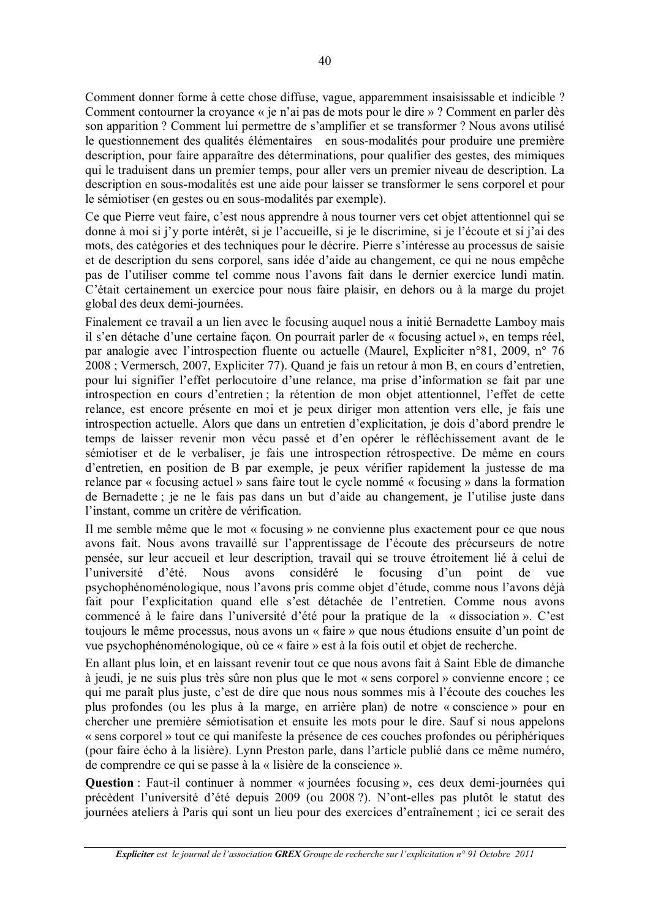Comment donner forme à cette chose diffuse, vague, apparemment insaisissable et indicible ? Comment contourner la croyance « je n'ai pas de mots pour le dire » ? Comment en parler dès son apparition ? Comment lui permettre de s'amplifier et se transformer ? Nous avons utilisé le questionnement des qualités élémentaires en sous-modalités pour produire une première description, pour faire apparaître des déterminations, pour qualifier des gestes, des mimiques qui le traduisent dans un premier temps, pour aller vers un premier niveau de description. La description en sous-modalités est une aide pour laisser se transformer le sens corporel et pour le sémiotiser (en gestes ou en sous-modalités par exemple).

Ce que Pierre veut faire, c'est nous apprendre à nous tourner vers cet objet attentionnel qui se donne à moi si j'y porte intérêt, si je l'accueille, si je le discrimine, si je l'écoute et si j'ai des mots, des catégories et des techniques pour le décrire. Pierre s'intéresse au processus de saisie et de description du sens corporel, sans idée d'aide au changement, ce qui ne nous empêche pas de l'utiliser comme tel comme nous l'avons fait dans le dernier exercice lundi matin. C'était certainement un exercice pour nous faire plaisir, en dehors ou à la marge du projet global des deux demi-journées.

Finalement ce travail a un lien avec le focusing auquel nous a initié Bernadette Lamboy mais il s'en détache d'une certaine façon. On pourrait parler de « focusing actuel », en temps réel, par analogie avec l'introspection fluente ou actuelle (Maurel, Expliciter n°81, 2009, n° 76 2008 ; Vermersch, 2007, Expliciter 77). Quand je fais un retour à mon B, en cours d'entretien, pour lui signifier l'effet perlocutoire d'une relance, ma prise d'information se fait par une introspection en cours d'entretien ; la rétention de mon objet attentionnel, l'effet de cette relance, est encore présente en moi et je peux diriger mon attention vers elle, je fais une introspection actuelle. Alors que dans un entretien d'explicitation, je dois d'abord prendre le temps de laisser revenir mon vécu passé et d'en opérer le réfléchissement avant de le sémiotiser et de le verbaliser, je fais une introspection rétrospective. De même en cours d'entretien, en position de B par exemple, je peux vérifier rapidement la justesse de ma relance par « focusing actuel » sans faire tout le cycle nommé « focusing » dans la formation de Bernadette ; je ne le fais pas dans un but d'aide au changement, je l'utilise juste dans l'instant, comme un critère de vérification.

Il me semble même que le mot « focusing » ne convienne plus exactement pour ce que nous avons fait. Nous avons travaillé sur l'apprentissage de l'écoute des précurseurs de notre pensée, sur leur accueil et leur description, travail qui se trouve étroitement lié à celui de l'université d'été. Nous avons considéré le focusing d'un point de vue psychophénoménologique, nous l'avons pris comme objet d'étude, comme nous l'avons déjà fait pour l'explicitation quand elle s'est détachée de l'entretien. Comme nous avons commencé à le faire dans l'université d'été pour la pratique de la « dissociation ». C'est toujours le même processus, nous avons un « faire » que nous étudions ensuite d'un point de vue psychophénoménologique, où ce « faire » est à la fois outil et objet de recherche.

En allant plus loin, et en laissant revenir tout ce que nous avons fait à Saint Eble de dimanche à jeudi, je ne suis plus très sûre non plus que le mot « sens corporel » convienne encore ; ce qui me paraît plus juste, c'est de dire que nous nous sommes mis à l'écoute des couches les plus profondes (ou les plus à la marge, en arrière plan) de notre « conscience » pour en chercher une première sémiotisation et ensuite les mots pour le dire. Sauf si nous appelons « sens corporel » tout ce qui manifeste la présence de ces couches profondes ou périphériques (pour faire écho à la lisière). Lynn Preston parle, dans l'article publié dans ce même numéro, de comprendre ce qui se passe à la « lisière de la conscience ».

**Question** : Faut-il continuer à nommer « journées focusing », ces deux demi-journées qui précèdent l'université d'été depuis 2009 (ou 2008 ?). N'ont-elles pas plutôt le statut des journées ateliers à Paris qui sont un lieu pour des exercices d'entraînement ; ici ce serait des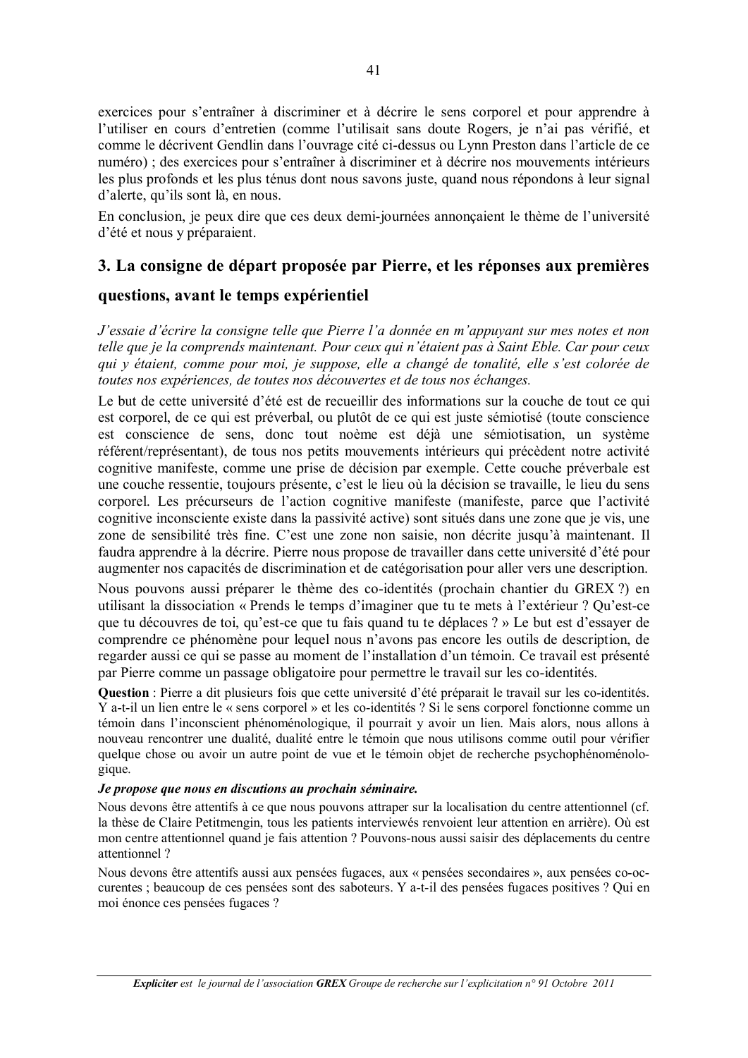exercices pour s'entraîner à discriminer et à décrire le sens corporel et pour apprendre à l'utiliser en cours d'entretien (comme l'utilisait sans doute Rogers, je n'ai pas vérifié, et comme le décrivent Gendlin dans l'ouvrage cité ci-dessus ou Lynn Preston dans l'article de ce numéro) ; des exercices pour s'entraîner à discriminer et à décrire nos mouvements intérieurs les plus profonds et les plus ténus dont nous savons juste, quand nous répondons à leur signal d'alerte, qu'ils sont là, en nous.

En conclusion, je peux dire que ces deux demi-journées annonçaient le thème de l'université d'été et nous y préparaient.

## 3. La consigne de départ proposée par Pierre, et les réponses aux premières questions, avant le temps expérientiel

*J'essaie d'écrire la consigne telle que Pierre l'a donnée en m'appuyant sur mes notes et non telle que je la comprends maintenant. Pour ceux qui n'étaient pas à Saint Eble. Car pour ceux qui y étaient, comme pour moi, je suppose, elle a changé de tonalité, elle s'est colorée de toutes nos expériences, de toutes nos découvertes et de tous nos échanges.*

Le but de cette université d'été est de recueillir des informations sur la couche de tout ce qui est corporel, de ce qui est préverbal, ou plutôt de ce qui est juste sémiotisé (toute conscience est conscience de sens, donc tout noème est déjà une sémiotisation, un système référent/représentant), de tous nos petits mouvements intérieurs qui précèdent notre activité cognitive manifeste, comme une prise de décision par exemple. Cette couche préverbale est une couche ressentie, toujours présente, c'est le lieu où la décision se travaille, le lieu du sens corporel. Les précurseurs de l'action cognitive manifeste (manifeste, parce que l'activité cognitive inconsciente existe dans la passivité active) sont situés dans une zone que je vis, une zone de sensibilité très fine. C'est une zone non saisie, non décrite jusqu'à maintenant. Il faudra apprendre à la décrire. Pierre nous propose de travailler dans cette université d'été pour augmenter nos capacités de discrimination et de catégorisation pour aller vers une description.

Nous pouvons aussi préparer le thème des co-identités (prochain chantier du GREX ?) en utilisant la dissociation « Prends le temps d'imaginer que tu te mets à l'extérieur ? Qu'est-ce que tu découvres de toi, qu'est-ce que tu fais quand tu te déplaces ? » Le but est d'essayer de comprendre ce phénomène pour lequel nous n'avons pas encore les outils de description, de regarder aussi ce qui se passe au moment de l'installation d'un témoin. Ce travail est présenté par Pierre comme un passage obligatoire pour permettre le travail sur les co-identités.

**Question** : Pierre a dit plusieurs fois que cette université d'été préparait le travail sur les co-identités. Y a-t-il un lien entre le « sens corporel » et les co-identités ? Si le sens corporel fonctionne comme un témoin dans l'inconscient phénoménologique, il pourrait y avoir un lien. Mais alors, nous allons à nouveau rencontrer une dualité, dualité entre le témoin que nous utilisons comme outil pour vérifier quelque chose ou avoir un autre point de vue et le témoin objet de recherche psychophénoménologique.

***Je propose que nous en discutions au prochain séminaire.***

Nous devons être attentifs à ce que nous pouvons attraper sur la localisation du centre attentionnel (cf. la thèse de Claire Petitmengin, tous les patients interviewés renvoient leur attention en arrière). Où est mon centre attentionnel quand je fais attention ? Pouvons-nous aussi saisir des déplacements du centre attentionnel ?

Nous devons être attentifs aussi aux pensées fugaces, aux « pensées secondaires », aux pensées co-occurentes ; beaucoup de ces pensées sont des saboteurs. Y a-t-il des pensées fugaces positives ? Qui en moi énonce ces pensées fugaces ?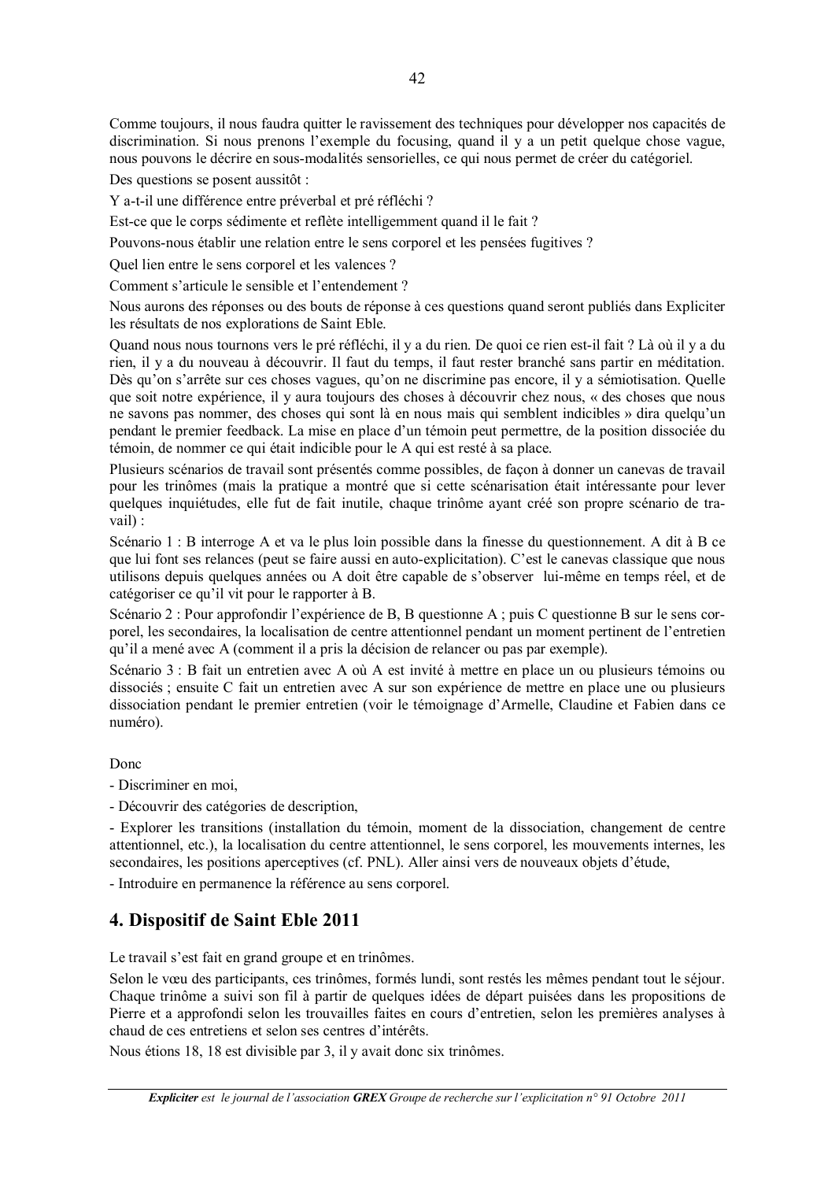Comme toujours, il nous faudra quitter le ravissement des techniques pour développer nos capacités de discrimination. Si nous prenons l'exemple du focusing, quand il y a un petit quelque chose vague, nous pouvons le décrire en sous-modalités sensorielles, ce qui nous permet de créer du catégoriel.

Des questions se posent aussitôt :

Y a-t-il une différence entre préverbal et pré réfléchi ?

Est-ce que le corps sédimente et reflète intelligemment quand il le fait ?

Pouvons-nous établir une relation entre le sens corporel et les pensées fugitives ?

Quel lien entre le sens corporel et les valences ?

Comment s'articule le sensible et l'entendement ?

Nous aurons des réponses ou des bouts de réponse à ces questions quand seront publiés dans Expliciter les résultats de nos explorations de Saint Eble.

Quand nous nous tournons vers le pré réfléchi, il y a du rien. De quoi ce rien est-il fait ? Là où il y a du rien, il y a du nouveau à découvrir. Il faut du temps, il faut rester branché sans partir en méditation. Dès qu'on s'arrête sur ces choses vagues, qu'on ne discrimine pas encore, il y a sémiotisation. Quelle que soit notre expérience, il y aura toujours des choses à découvrir chez nous, « des choses que nous ne savons pas nommer, des choses qui sont là en nous mais qui semblent indicibles » dira quelqu'un pendant le premier feedback. La mise en place d'un témoin peut permettre, de la position dissociée du témoin, de nommer ce qui était indicible pour le A qui est resté à sa place.

Plusieurs scénarios de travail sont présentés comme possibles, de façon à donner un canevas de travail pour les trinômes (mais la pratique a montré que si cette scénarisation était intéressante pour lever quelques inquiétudes, elle fut de fait inutile, chaque trinôme ayant créé son propre scénario de travail) :

Scénario 1 : B interroge A et va le plus loin possible dans la finesse du questionnement. A dit à B ce que lui font ses relances (peut se faire aussi en auto-explicitation). C'est le canevas classique que nous utilisons depuis quelques années ou A doit être capable de s'observer lui-même en temps réel, et de catégoriser ce qu'il vit pour le rapporter à B.

Scénario 2 : Pour approfondir l'expérience de B, B questionne A ; puis C questionne B sur le sens corporel, les secondaires, la localisation de centre attentionnel pendant un moment pertinent de l'entretien qu'il a mené avec A (comment il a pris la décision de relancer ou pas par exemple).

Scénario 3 : B fait un entretien avec A où A est invité à mettre en place un ou plusieurs témoins ou dissociés ; ensuite C fait un entretien avec A sur son expérience de mettre en place une ou plusieurs dissociation pendant le premier entretien (voir le témoignage d'Armelle, Claudine et Fabien dans ce numéro).

Donc

- Discriminer en moi,
- Découvrir des catégories de description,
- Explorer les transitions (installation du témoin, moment de la dissociation, changement de centre attentionnel, etc.), la localisation du centre attentionnel, le sens corporel, les mouvements internes, les secondaires, les positions aperceptives (cf. PNL). Aller ainsi vers de nouveaux objets d'étude,
- Introduire en permanence la référence au sens corporel.

## 4. Dispositif de Saint Eble 2011

Le travail s'est fait en grand groupe et en trinômes.

Selon le vœu des participants, ces trinômes, formés lundi, sont restés les mêmes pendant tout le séjour. Chaque trinôme a suivi son fil à partir de quelques idées de départ puisées dans les propositions de Pierre et a approfondi selon les trouvailles faites en cours d'entretien, selon les premières analyses à chaud de ces entretiens et selon ses centres d'intérêts.

Nous étions 18, 18 est divisible par 3, il y avait donc six trinômes.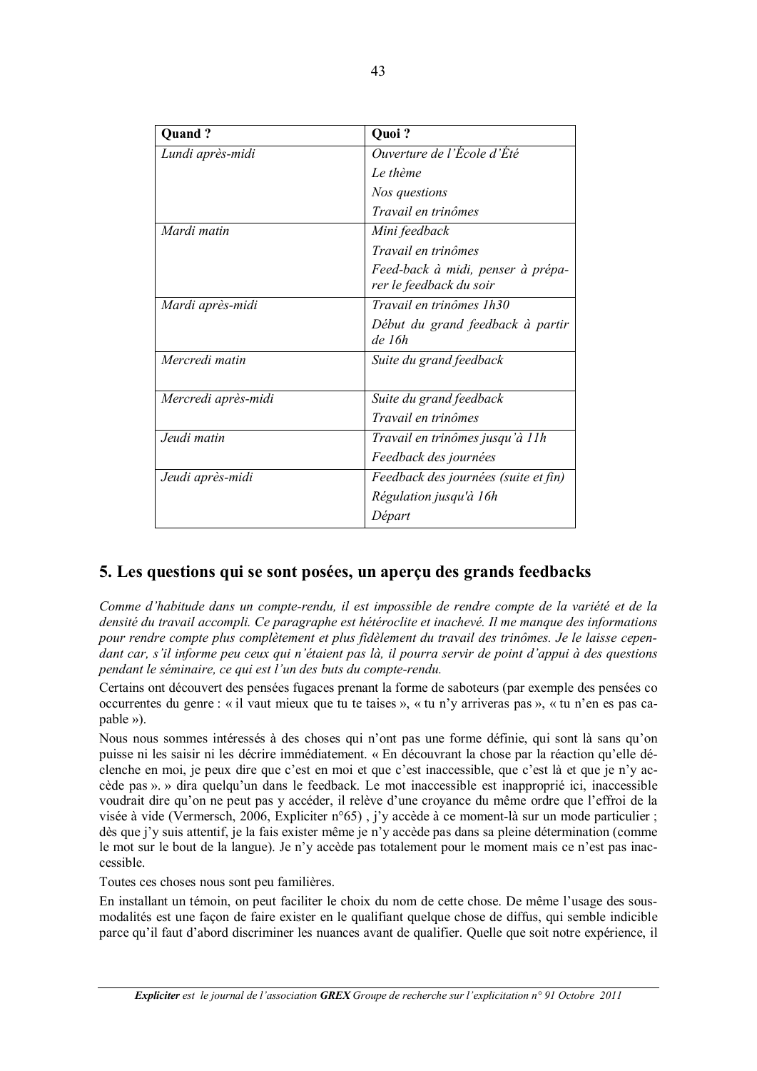| **Quand ?** | **Quoi ?** |
|---|---|
| *Lundi après-midi* | *Ouverture de l'École d'Été*<br>*Le thème*<br>*Nos questions*<br>*Travail en trinômes* |
| *Mardi matin* | *Mini feedback*<br>*Travail en trinômes*<br>*Feed-back à midi, penser à préparer le feedback du soir* |
| *Mardi après-midi* | *Travail en trinômes 1h30*<br>*Début du grand feedback à partir de 16h* |
| *Mercredi matin* | *Suite du grand feedback* |
| *Mercredi après-midi* | *Suite du grand feedback*<br>*Travail en trinômes* |
| *Jeudi matin* | *Travail en trinômes jusqu'à 11h*<br>*Feedback des journées* |
| *Jeudi après-midi* | *Feedback des journées (suite et fin)*<br>*Régulation jusqu'à 16h*<br>*Départ* |

## 5. Les questions qui se sont posées, un aperçu des grands feedbacks

*Comme d'habitude dans un compte-rendu, il est impossible de rendre compte de la variété et de la densité du travail accompli. Ce paragraphe est hétéroclite et inachevé. Il me manque des informations pour rendre compte plus complètement et plus fidèlement du travail des trinômes. Je le laisse cependant car, s'il informe peu ceux qui n'étaient pas là, il pourra servir de point d'appui à des questions pendant le séminaire, ce qui est l'un des buts du compte-rendu.*

Certains ont découvert des pensées fugaces prenant la forme de saboteurs (par exemple des pensées co occurrentes du genre : « il vaut mieux que tu te taises », « tu n'y arriveras pas », « tu n'en es pas capable »).

Nous nous sommes intéressés à des choses qui n'ont pas une forme définie, qui sont là sans qu'on puisse ni les saisir ni les décrire immédiatement. « En découvrant la chose par la réaction qu'elle déclenche en moi, je peux dire que c'est en moi et que c'est inaccessible, que c'est là et que je n'y accède pas ». » dira quelqu'un dans le feedback. Le mot inaccessible est inapproprié ici, inaccessible voudrait dire qu'on ne peut pas y accéder, il relève d'une croyance du même ordre que l'effroi de la visée à vide (Vermersch, 2006, Expliciter n°65) , j'y accède à ce moment-là sur un mode particulier ; dès que j'y suis attentif, je la fais exister même je n'y accède pas dans sa pleine détermination (comme le mot sur le bout de la langue). Je n'y accède pas totalement pour le moment mais ce n'est pas inaccessible.

Toutes ces choses nous sont peu familières.

En installant un témoin, on peut faciliter le choix du nom de cette chose. De même l'usage des sous-modalités est une façon de faire exister en le qualifiant quelque chose de diffus, qui semble indicible parce qu'il faut d'abord discriminer les nuances avant de qualifier. Quelle que soit notre expérience, il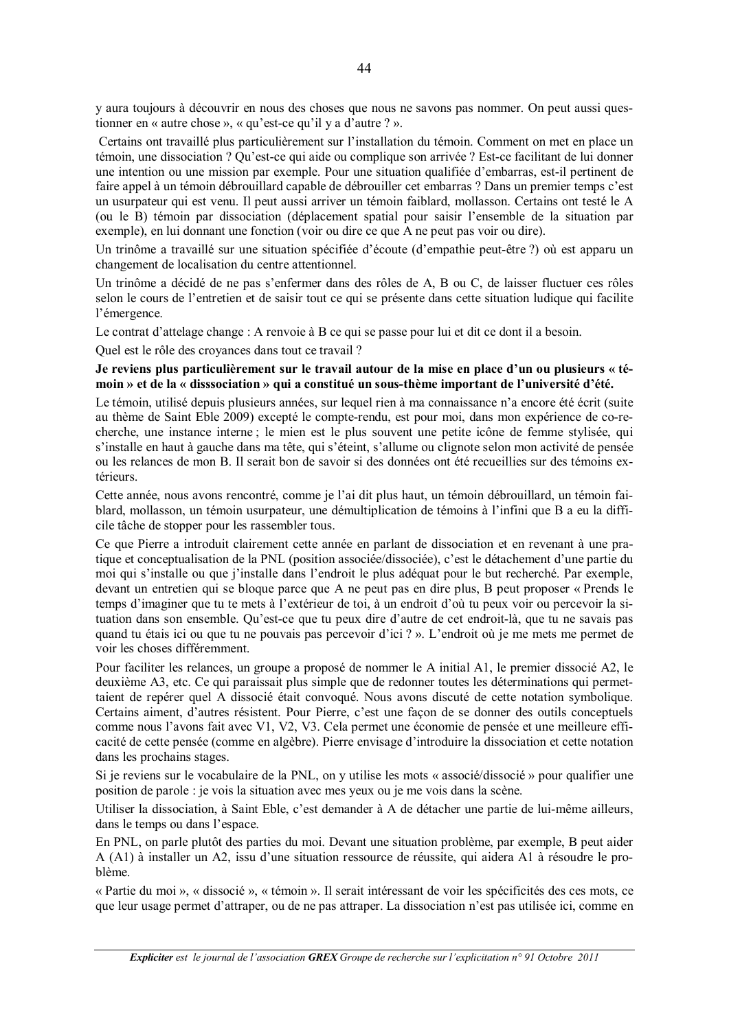y aura toujours à découvrir en nous des choses que nous ne savons pas nommer. On peut aussi questionner en « autre chose », « qu'est-ce qu'il y a d'autre ? ».

Certains ont travaillé plus particulièrement sur l'installation du témoin. Comment on met en place un témoin, une dissociation ? Qu'est-ce qui aide ou complique son arrivée ? Est-ce facilitant de lui donner une intention ou une mission par exemple. Pour une situation qualifiée d'embarras, est-il pertinent de faire appel à un témoin débrouillard capable de débrouiller cet embarras ? Dans un premier temps c'est un usurpateur qui est venu. Il peut aussi arriver un témoin faiblard, mollasson. Certains ont testé le A (ou le B) témoin par dissociation (déplacement spatial pour saisir l'ensemble de la situation par exemple), en lui donnant une fonction (voir ou dire ce que A ne peut pas voir ou dire).

Un trinôme a travaillé sur une situation spécifiée d'écoute (d'empathie peut-être ?) où est apparu un changement de localisation du centre attentionnel.

Un trinôme a décidé de ne pas s'enfermer dans des rôles de A, B ou C, de laisser fluctuer ces rôles selon le cours de l'entretien et de saisir tout ce qui se présente dans cette situation ludique qui facilite l'émergence.

Le contrat d'attelage change : A renvoie à B ce qui se passe pour lui et dit ce dont il a besoin.

Quel est le rôle des croyances dans tout ce travail ?

**Je reviens plus particulièrement sur le travail autour de la mise en place d'un ou plusieurs « témoin » et de la « disssociation » qui a constitué un sous-thème important de l'université d'été.**

Le témoin, utilisé depuis plusieurs années, sur lequel rien à ma connaissance n'a encore été écrit (suite au thème de Saint Eble 2009) excepté le compte-rendu, est pour moi, dans mon expérience de co-recherche, une instance interne ; le mien est le plus souvent une petite icône de femme stylisée, qui s'installe en haut à gauche dans ma tête, qui s'éteint, s'allume ou clignote selon mon activité de pensée ou les relances de mon B. Il serait bon de savoir si des données ont été recueillies sur des témoins extérieurs.

Cette année, nous avons rencontré, comme je l'ai dit plus haut, un témoin débrouillard, un témoin faiblard, mollasson, un témoin usurpateur, une démultiplication de témoins à l'infini que B a eu la difficile tâche de stopper pour les rassembler tous.

Ce que Pierre a introduit clairement cette année en parlant de dissociation et en revenant à une pratique et conceptualisation de la PNL (position associée/dissociée), c'est le détachement d'une partie du moi qui s'installe ou que j'installe dans l'endroit le plus adéquat pour le but recherché. Par exemple, devant un entretien qui se bloque parce que A ne peut pas en dire plus, B peut proposer « Prends le temps d'imaginer que tu te mets à l'extérieur de toi, à un endroit d'où tu peux voir ou percevoir la situation dans son ensemble. Qu'est-ce que tu peux dire d'autre de cet endroit-là, que tu ne savais pas quand tu étais ici ou que tu ne pouvais pas percevoir d'ici ? ». L'endroit où je me mets me permet de voir les choses différemment.

Pour faciliter les relances, un groupe a proposé de nommer le A initial A1, le premier dissocié A2, le deuxième A3, etc. Ce qui paraissait plus simple que de redonner toutes les déterminations qui permettaient de repérer quel A dissocié était convoqué. Nous avons discuté de cette notation symbolique. Certains aiment, d'autres résistent. Pour Pierre, c'est une façon de se donner des outils conceptuels comme nous l'avons fait avec V1, V2, V3. Cela permet une économie de pensée et une meilleure efficacité de cette pensée (comme en algèbre). Pierre envisage d'introduire la dissociation et cette notation dans les prochains stages.

Si je reviens sur le vocabulaire de la PNL, on y utilise les mots « associé/dissocié » pour qualifier une position de parole : je vois la situation avec mes yeux ou je me vois dans la scène.

Utiliser la dissociation, à Saint Eble, c'est demander à A de détacher une partie de lui-même ailleurs, dans le temps ou dans l'espace.

En PNL, on parle plutôt des parties du moi. Devant une situation problème, par exemple, B peut aider A (A1) à installer un A2, issu d'une situation ressource de réussite, qui aidera A1 à résoudre le problème.

« Partie du moi », « dissocié », « témoin ». Il serait intéressant de voir les spécificités des ces mots, ce que leur usage permet d'attraper, ou de ne pas attraper. La dissociation n'est pas utilisée ici, comme en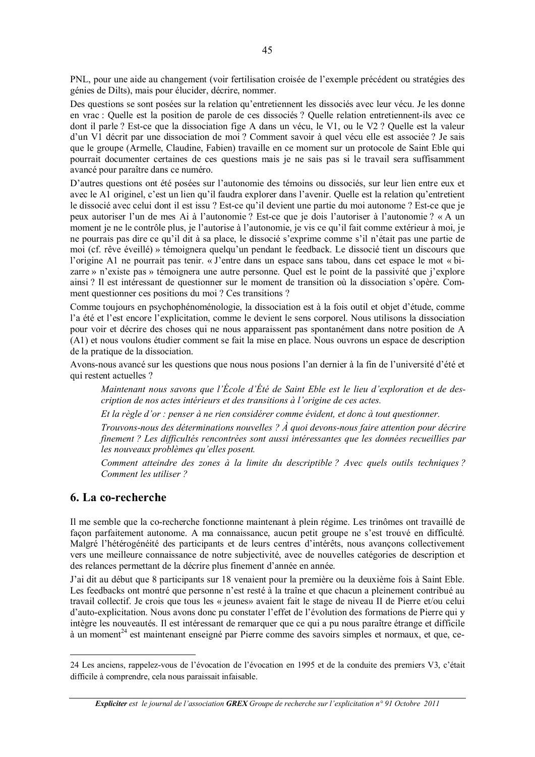PNL, pour une aide au changement (voir fertilisation croisée de l'exemple précédent ou stratégies des génies de Dilts), mais pour élucider, décrire, nommer.

Des questions se sont posées sur la relation qu'entretiennent les dissociés avec leur vécu. Je les donne en vrac : Quelle est la position de parole de ces dissociés ? Quelle relation entretiennent-ils avec ce dont il parle ? Est-ce que la dissociation fige A dans un vécu, le V1, ou le V2 ? Quelle est la valeur d'un V1 décrit par une dissociation de moi ? Comment savoir à quel vécu elle est associée ? Je sais que le groupe (Armelle, Claudine, Fabien) travaille en ce moment sur un protocole de Saint Eble qui pourrait documenter certaines de ces questions mais je ne sais pas si le travail sera suffisamment avancé pour paraître dans ce numéro.

D'autres questions ont été posées sur l'autonomie des témoins ou dissociés, sur leur lien entre eux et avec le A1 originel, c'est un lien qu'il faudra explorer dans l'avenir. Quelle est la relation qu'entretient le dissocié avec celui dont il est issu ? Est-ce qu'il devient une partie du moi autonome ? Est-ce que je peux autoriser l'un de mes Ai à l'autonomie ? Est-ce que je dois l'autoriser à l'autonomie ? « A un moment je ne le contrôle plus, je l'autorise à l'autonomie, je vis ce qu'il fait comme extérieur à moi, je ne pourrais pas dire ce qu'il dit à sa place, le dissocié s'exprime comme s'il n'était pas une partie de moi (cf. rêve éveillé) » témoignera quelqu'un pendant le feedback. Le dissocié tient un discours que l'origine A1 ne pourrait pas tenir. « J'entre dans un espace sans tabou, dans cet espace le mot « bizarre » n'existe pas » témoignera une autre personne. Quel est le point de la passivité que j'explore ainsi ? Il est intéressant de questionner sur le moment de transition où la dissociation s'opère. Comment questionner ces positions du moi ? Ces transitions ?

Comme toujours en psychophénoménologie, la dissociation est à la fois outil et objet d'étude, comme l'a été et l'est encore l'explicitation, comme le devient le sens corporel. Nous utilisons la dissociation pour voir et décrire des choses qui ne nous apparaissent pas spontanément dans notre position de A (A1) et nous voulons étudier comment se fait la mise en place. Nous ouvrons un espace de description de la pratique de la dissociation.

Avons-nous avancé sur les questions que nous nous posions l'an dernier à la fin de l'université d'été et qui restent actuelles ?

> *Maintenant nous savons que l'École d'Été de Saint Eble est le lieu d'exploration et de description de nos actes intérieurs et des transitions à l'origine de ces actes.*
>
> *Et la règle d'or : penser à ne rien considérer comme évident, et donc à tout questionner.*
>
> *Trouvons-nous des déterminations nouvelles ? À quoi devons-nous faire attention pour décrire finement ? Les difficultés rencontrées sont aussi intéressantes que les données recueillies par les nouveaux problèmes qu'elles posent.*
>
> *Comment atteindre des zones à la limite du descriptible ? Avec quels outils techniques ? Comment les utiliser ?*

## 6. La co-recherche

Il me semble que la co-recherche fonctionne maintenant à plein régime. Les trinômes ont travaillé de façon parfaitement autonome. A ma connaissance, aucun petit groupe ne s'est trouvé en difficulté. Malgré l'hétérogénéité des participants et de leurs centres d'intérêts, nous avançons collectivement vers une meilleure connaissance de notre subjectivité, avec de nouvelles catégories de description et des relances permettant de la décrire plus finement d'année en année.

J'ai dit au début que 8 participants sur 18 venaient pour la première ou la deuxième fois à Saint Eble. Les feedbacks ont montré que personne n'est resté à la traîne et que chacun a pleinement contribué au travail collectif. Je crois que tous les « jeunes» avaient fait le stage de niveau II de Pierre et/ou celui d'auto-explicitation. Nous avons donc pu constater l'effet de l'évolution des formations de Pierre qui y intègre les nouveautés. Il est intéressant de remarquer que ce qui a pu nous paraître étrange et difficile à un moment[24] est maintenant enseigné par Pierre comme des savoirs simples et normaux, et que, ce-

---

24 Les anciens, rappelez-vous de l'évocation de l'évocation en 1995 et de la conduite des premiers V3, c'était difficile à comprendre, cela nous paraissait infaisable.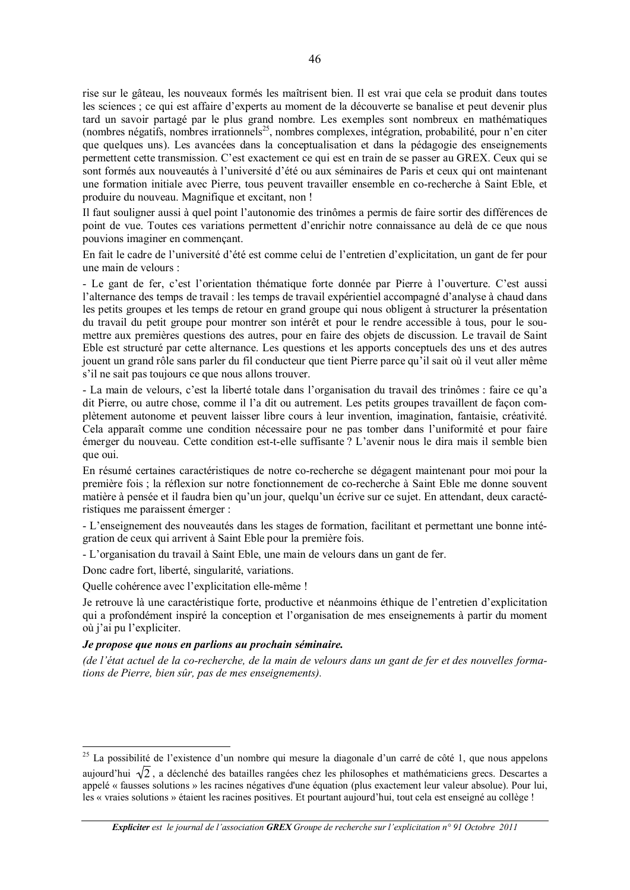rise sur le gâteau, les nouveaux formés les maîtrisent bien. Il est vrai que cela se produit dans toutes les sciences ; ce qui est affaire d'experts au moment de la découverte se banalise et peut devenir plus tard un savoir partagé par le plus grand nombre. Les exemples sont nombreux en mathématiques (nombres négatifs, nombres irrationnels[25], nombres complexes, intégration, probabilité, pour n'en citer que quelques uns). Les avancées dans la conceptualisation et dans la pédagogie des enseignements permettent cette transmission. C'est exactement ce qui est en train de se passer au GREX. Ceux qui se sont formés aux nouveautés à l'université d'été ou aux séminaires de Paris et ceux qui ont maintenant une formation initiale avec Pierre, tous peuvent travailler ensemble en co-recherche à Saint Eble, et produire du nouveau. Magnifique et excitant, non !

Il faut souligner aussi à quel point l'autonomie des trinômes a permis de faire sortir des différences de point de vue. Toutes ces variations permettent d'enrichir notre connaissance au delà de ce que nous pouvions imaginer en commençant.

En fait le cadre de l'université d'été est comme celui de l'entretien d'explicitation, un gant de fer pour une main de velours :

- Le gant de fer, c'est l'orientation thématique forte donnée par Pierre à l'ouverture. C'est aussi l'alternance des temps de travail : les temps de travail expérientiel accompagné d'analyse à chaud dans les petits groupes et les temps de retour en grand groupe qui nous obligent à structurer la présentation du travail du petit groupe pour montrer son intérêt et pour le rendre accessible à tous, pour le soumettre aux premières questions des autres, pour en faire des objets de discussion. Le travail de Saint Eble est structuré par cette alternance. Les questions et les apports conceptuels des uns et des autres jouent un grand rôle sans parler du fil conducteur que tient Pierre parce qu'il sait où il veut aller même s'il ne sait pas toujours ce que nous allons trouver.

- La main de velours, c'est la liberté totale dans l'organisation du travail des trinômes : faire ce qu'a dit Pierre, ou autre chose, comme il l'a dit ou autrement. Les petits groupes travaillent de façon complètement autonome et peuvent laisser libre cours à leur invention, imagination, fantaisie, créativité. Cela apparaît comme une condition nécessaire pour ne pas tomber dans l'uniformité et pour faire émerger du nouveau. Cette condition est-t-elle suffisante ? L'avenir nous le dira mais il semble bien que oui.

En résumé certaines caractéristiques de notre co-recherche se dégagent maintenant pour moi pour la première fois ; la réflexion sur notre fonctionnement de co-recherche à Saint Eble me donne souvent matière à pensée et il faudra bien qu'un jour, quelqu'un écrive sur ce sujet. En attendant, deux caractéristiques me paraissent émerger :

- L'enseignement des nouveautés dans les stages de formation, facilitant et permettant une bonne intégration de ceux qui arrivent à Saint Eble pour la première fois.

- L'organisation du travail à Saint Eble, une main de velours dans un gant de fer.

Donc cadre fort, liberté, singularité, variations.

Quelle cohérence avec l'explicitation elle-même !

Je retrouve là une caractéristique forte, productive et néanmoins éthique de l'entretien d'explicitation qui a profondément inspiré la conception et l'organisation de mes enseignements à partir du moment où j'ai pu l'expliciter.

***Je propose que nous en parlions au prochain séminaire.***

*(de l'état actuel de la co-recherche, de la main de velours dans un gant de fer et des nouvelles formations de Pierre, bien sûr, pas de mes enseignements).*

---

[25] La possibilité de l'existence d'un nombre qui mesure la diagonale d'un carré de côté 1, que nous appelons aujourd'hui $\sqrt{2}$, a déclenché des batailles rangées chez les philosophes et mathématiciens grecs. Descartes a appelé « fausses solutions » les racines négatives d'une équation (plus exactement leur valeur absolue). Pour lui, les « vraies solutions » étaient les racines positives. Et pourtant aujourd'hui, tout cela est enseigné au collège !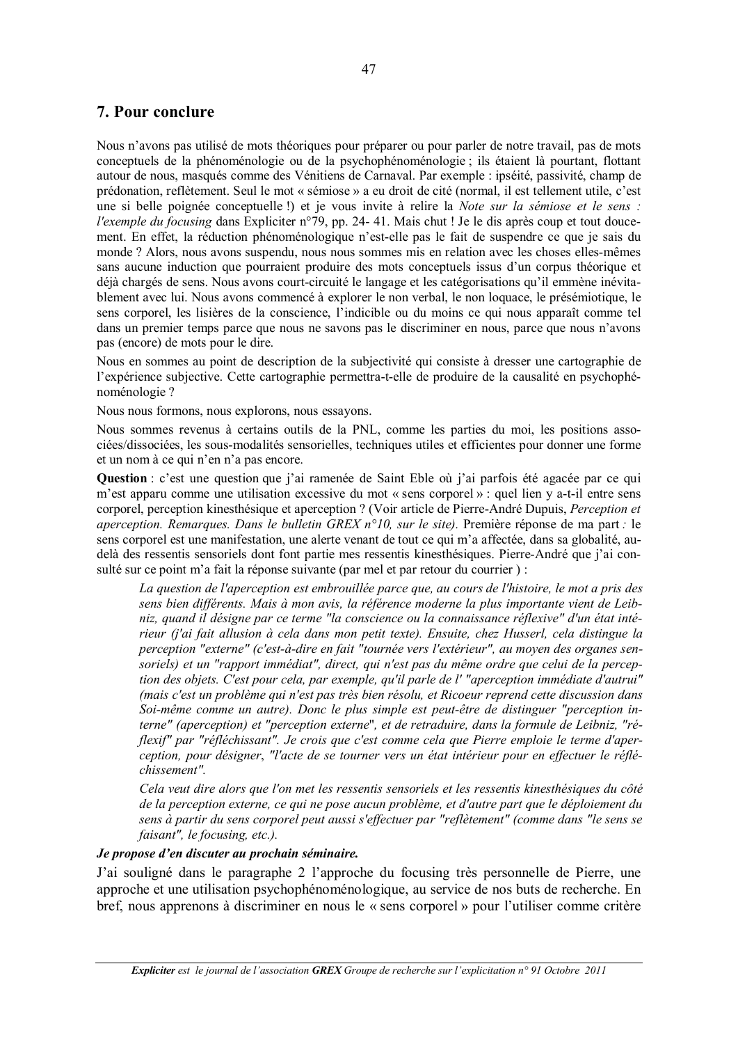## 7. Pour conclure

Nous n'avons pas utilisé de mots théoriques pour préparer ou pour parler de notre travail, pas de mots conceptuels de la phénoménologie ou de la psychophénoménologie ; ils étaient là pourtant, flottant autour de nous, masqués comme des Vénitiens de Carnaval. Par exemple : ipséité, passivité, champ de prédonation, reflètement. Seul le mot « sémiose » a eu droit de cité (normal, il est tellement utile, c'est une si belle poignée conceptuelle !) et je vous invite à relire la *Note sur la sémiose et le sens : l'exemple du focusing* dans Expliciter n°79, pp. 24- 41. Mais chut ! Je le dis après coup et tout doucement. En effet, la réduction phénoménologique n'est-elle pas le fait de suspendre ce que je sais du monde ? Alors, nous avons suspendu, nous nous sommes mis en relation avec les choses elles-mêmes sans aucune induction que pourraient produire des mots conceptuels issus d'un corpus théorique et déjà chargés de sens. Nous avons court-circuité le langage et les catégorisations qu'il emmène inévitablement avec lui. Nous avons commencé à explorer le non verbal, le non loquace, le présémiotique, le sens corporel, les lisières de la conscience, l'indicible ou du moins ce qui nous apparaît comme tel dans un premier temps parce que nous ne savons pas le discriminer en nous, parce que nous n'avons pas (encore) de mots pour le dire.

Nous en sommes au point de description de la subjectivité qui consiste à dresser une cartographie de l'expérience subjective. Cette cartographie permettra-t-elle de produire de la causalité en psychophénoménologie ?

Nous nous formons, nous explorons, nous essayons.

Nous sommes revenus à certains outils de la PNL, comme les parties du moi, les positions associées/dissociées, les sous-modalités sensorielles, techniques utiles et efficientes pour donner une forme et un nom à ce qui n'en n'a pas encore.

**Question** : c'est une question que j'ai ramenée de Saint Eble où j'ai parfois été agacée par ce qui m'est apparu comme une utilisation excessive du mot « sens corporel » : quel lien y a-t-il entre sens corporel, perception kinesthésique et aperception ? (Voir article de Pierre-André Dupuis, *Perception et aperception. Remarques. Dans le bulletin GREX n°10, sur le site).* Première réponse de ma part *:* le sens corporel est une manifestation, une alerte venant de tout ce qui m'a affectée, dans sa globalité, au-delà des ressentis sensoriels dont font partie mes ressentis kinesthésiques. Pierre-André que j'ai consulté sur ce point m'a fait la réponse suivante (par mel et par retour du courrier ) :

> *La question de l'aperception est embrouillée parce que, au cours de l'histoire, le mot a pris des sens bien différents. Mais à mon avis, la référence moderne la plus importante vient de Leibniz, quand il désigne par ce terme "la conscience ou la connaissance réflexive" d'un état intérieur (j'ai fait allusion à cela dans mon petit texte). Ensuite, chez Husserl, cela distingue la perception "externe" (c'est-à-dire en fait "tournée vers l'extérieur", au moyen des organes sensoriels) et un "rapport immédiat", direct, qui n'est pas du même ordre que celui de la perception des objets. C'est pour cela, par exemple, qu'il parle de l' "aperception immédiate d'autrui" (mais c'est un problème qui n'est pas très bien résolu, et Ricoeur reprend cette discussion dans Soi-même comme un autre). Donc le plus simple est peut-être de distinguer "perception interne" (aperception) et "perception externe", et de retraduire, dans la formule de Leibniz, "réflexif" par "réfléchissant". Je crois que c'est comme cela que Pierre emploie le terme d'aperception, pour désigner, "l'acte de se tourner vers un état intérieur pour en effectuer le réfléchissement".*
>
> *Cela veut dire alors que l'on met les ressentis sensoriels et les ressentis kinesthésiques du côté de la perception externe, ce qui ne pose aucun problème, et d'autre part que le déploiement du sens à partir du sens corporel peut aussi s'effectuer par "reflètement" (comme dans "le sens se faisant", le focusing, etc.).*

***Je propose d'en discuter au prochain séminaire.***

J'ai souligné dans le paragraphe 2 l'approche du focusing très personnelle de Pierre, une approche et une utilisation psychophénoménologique, au service de nos buts de recherche. En bref, nous apprenons à discriminer en nous le « sens corporel » pour l'utiliser comme critère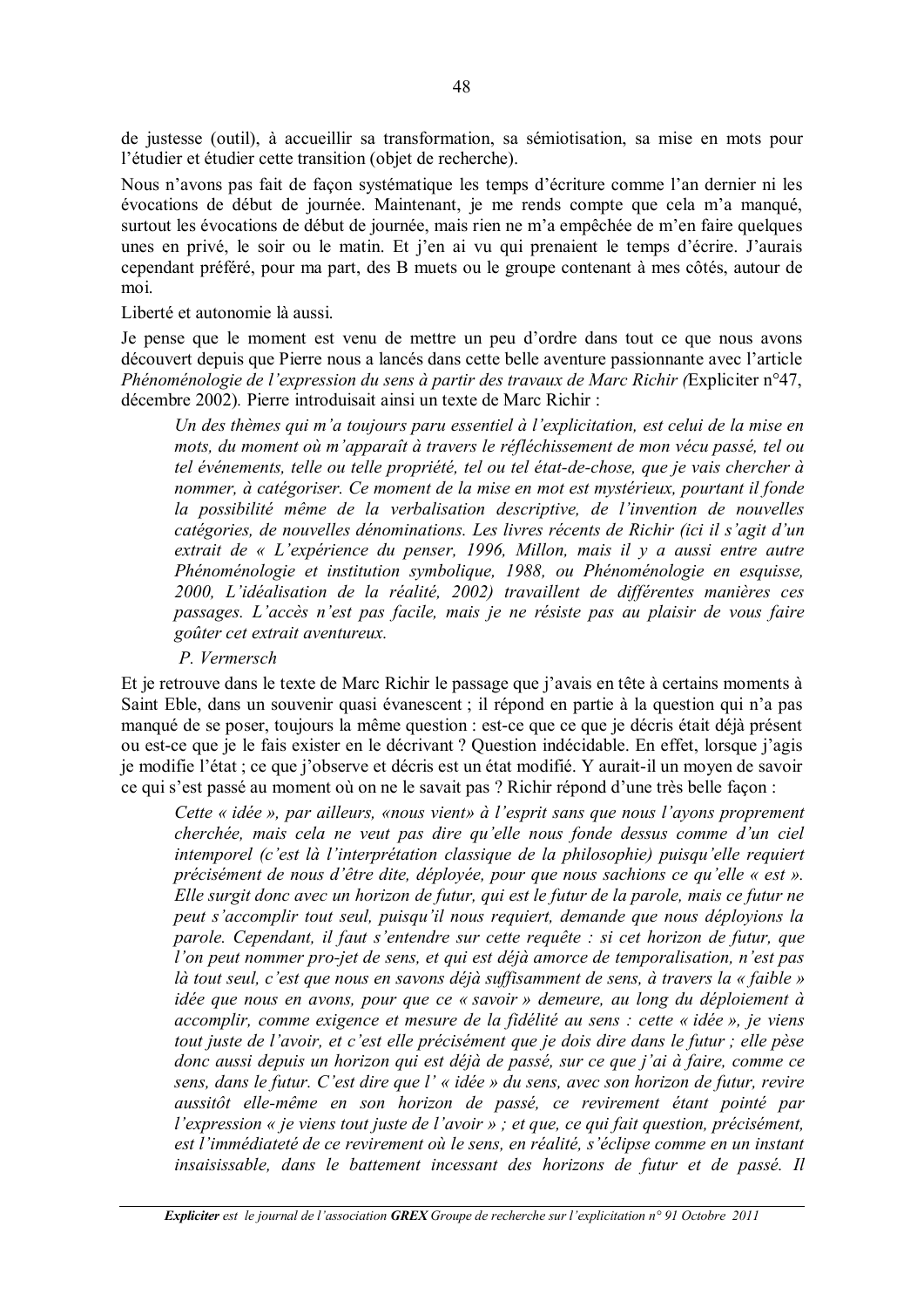de justesse (outil), à accueillir sa transformation, sa sémiotisation, sa mise en mots pour l'étudier et étudier cette transition (objet de recherche).

Nous n'avons pas fait de façon systématique les temps d'écriture comme l'an dernier ni les évocations de début de journée. Maintenant, je me rends compte que cela m'a manqué, surtout les évocations de début de journée, mais rien ne m'a empêchée de m'en faire quelques unes en privé, le soir ou le matin. Et j'en ai vu qui prenaient le temps d'écrire. J'aurais cependant préféré, pour ma part, des B muets ou le groupe contenant à mes côtés, autour de moi.

Liberté et autonomie là aussi.

Je pense que le moment est venu de mettre un peu d'ordre dans tout ce que nous avons découvert depuis que Pierre nous a lancés dans cette belle aventure passionnante avec l'article *Phénoménologie de l'expression du sens à partir des travaux de Marc Richir (*Expliciter n°47, décembre 2002). Pierre introduisait ainsi un texte de Marc Richir :

> *Un des thèmes qui m'a toujours paru essentiel à l'explicitation, est celui de la mise en mots, du moment où m'apparaît à travers le réfléchissement de mon vécu passé, tel ou tel événements, telle ou telle propriété, tel ou tel état-de-chose, que je vais chercher à nommer, à catégoriser. Ce moment de la mise en mot est mystérieux, pourtant il fonde la possibilité même de la verbalisation descriptive, de l'invention de nouvelles catégories, de nouvelles dénominations. Les livres récents de Richir (ici il s'agit d'un extrait de « L'expérience du penser, 1996, Millon, mais il y a aussi entre autre Phénoménologie et institution symbolique, 1988, ou Phénoménologie en esquisse, 2000, L'idéalisation de la réalité, 2002) travaillent de différentes manières ces passages. L'accès n'est pas facile, mais je ne résiste pas au plaisir de vous faire goûter cet extrait aventureux.*
>
> *P. Vermersch*

Et je retrouve dans le texte de Marc Richir le passage que j'avais en tête à certains moments à Saint Eble, dans un souvenir quasi évanescent ; il répond en partie à la question qui n'a pas manqué de se poser, toujours la même question : est-ce que ce que je décris était déjà présent ou est-ce que je le fais exister en le décrivant ? Question indécidable. En effet, lorsque j'agis je modifie l'état ; ce que j'observe et décris est un état modifié. Y aurait-il un moyen de savoir ce qui s'est passé au moment où on ne le savait pas ? Richir répond d'une très belle façon :

> *Cette « idée », par ailleurs, «nous vient» à l'esprit sans que nous l'ayons proprement cherchée, mais cela ne veut pas dire qu'elle nous fonde dessus comme d'un ciel intemporel (c'est là l'interprétation classique de la philosophie) puisqu'elle requiert précisément de nous d'être dite, déployée, pour que nous sachions ce qu'elle « est ». Elle surgit donc avec un horizon de futur, qui est le futur de la parole, mais ce futur ne peut s'accomplir tout seul, puisqu'il nous requiert, demande que nous déployions la parole. Cependant, il faut s'entendre sur cette requête : si cet horizon de futur, que l'on peut nommer pro-jet de sens, et qui est déjà amorce de temporalisation, n'est pas là tout seul, c'est que nous en savons déjà suffisamment de sens, à travers la « faible » idée que nous en avons, pour que ce « savoir » demeure, au long du déploiement à accomplir, comme exigence et mesure de la fidélité au sens : cette « idée », je viens tout juste de l'avoir, et c'est elle précisément que je dois dire dans le futur ; elle pèse donc aussi depuis un horizon qui est déjà de passé, sur ce que j'ai à faire, comme ce sens, dans le futur. C'est dire que l' « idée » du sens, avec son horizon de futur, revire aussitôt elle-même en son horizon de passé, ce revirement étant pointé par l'expression « je viens tout juste de l'avoir » ; et que, ce qui fait question, précisément, est l'immédiateté de ce revirement où le sens, en réalité, s'éclipse comme en un instant insaisissable, dans le battement incessant des horizons de futur et de passé. Il*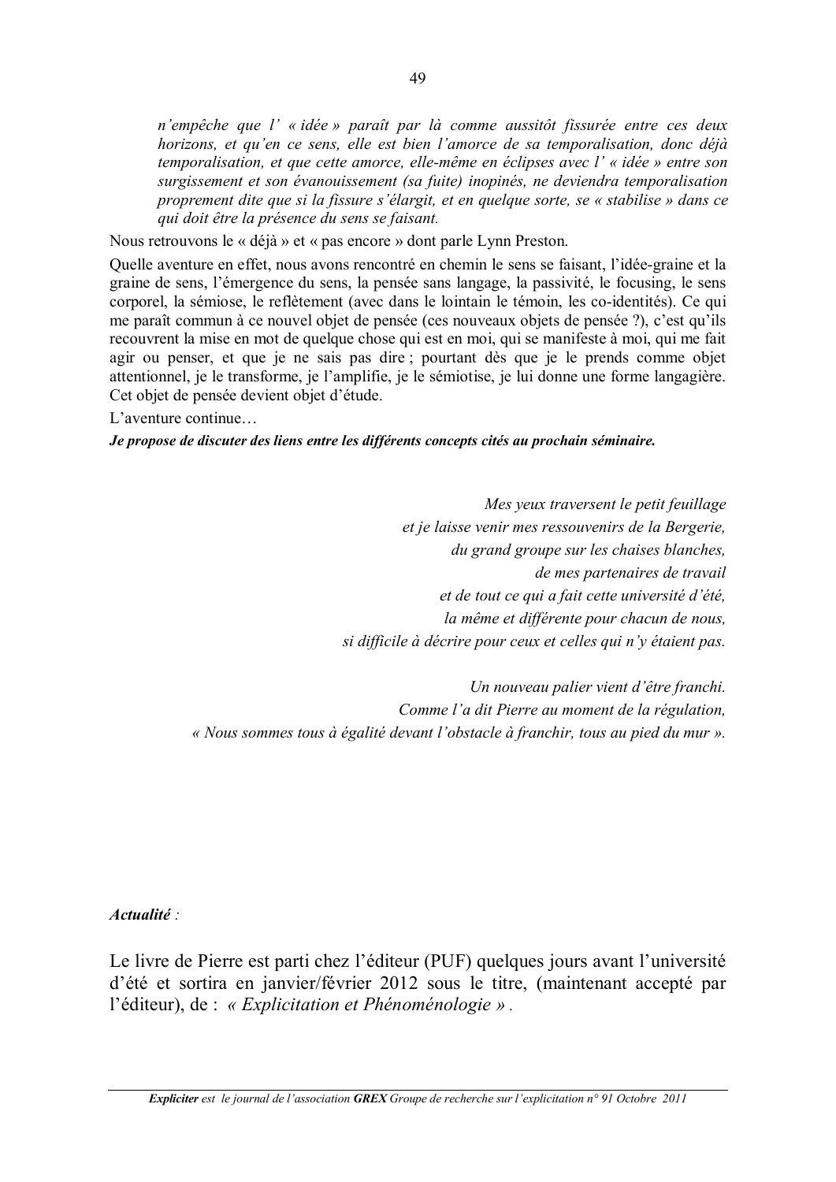*n'empêche que l' « idée » paraît par là comme aussitôt fissurée entre ces deux horizons, et qu'en ce sens, elle est bien l'amorce de sa temporalisation, donc déjà temporalisation, et que cette amorce, elle-même en éclipses avec l' « idée » entre son surgissement et son évanouissement (sa fuite) inopinés, ne deviendra temporalisation proprement dite que si la fissure s'élargit, et en quelque sorte, se « stabilise » dans ce qui doit être la présence du sens se faisant.*

Nous retrouvons le « déjà » et « pas encore » dont parle Lynn Preston.

Quelle aventure en effet, nous avons rencontré en chemin le sens se faisant, l'idée-graine et la graine de sens, l'émergence du sens, la pensée sans langage, la passivité, le focusing, le sens corporel, la sémiose, le reflètement (avec dans le lointain le témoin, les co-identités). Ce qui me paraît commun à ce nouvel objet de pensée (ces nouveaux objets de pensée ?), c'est qu'ils recouvrent la mise en mot de quelque chose qui est en moi, qui se manifeste à moi, qui me fait agir ou penser, et que je ne sais pas dire ; pourtant dès que je le prends comme objet attentionnel, je le transforme, je l'amplifie, je le sémiotise, je lui donne une forme langagière. Cet objet de pensée devient objet d'étude.

L'aventure continue…

***Je propose de discuter des liens entre les différents concepts cités au prochain séminaire.***

*Mes yeux traversent le petit feuillage*
*et je laisse venir mes ressouvenirs de la Bergerie,*
*du grand groupe sur les chaises blanches,*
*de mes partenaires de travail*
*et de tout ce qui a fait cette université d'été,*
*la même et différente pour chacun de nous,*
*si difficile à décrire pour ceux et celles qui n'y étaient pas.*

*Un nouveau palier vient d'être franchi.*
*Comme l'a dit Pierre au moment de la régulation,*
*« Nous sommes tous à égalité devant l'obstacle à franchir, tous au pied du mur ».*

***Actualité*** *:*

Le livre de Pierre est parti chez l'éditeur (PUF) quelques jours avant l'université d'été et sortira en janvier/février 2012 sous le titre, (maintenant accepté par l'éditeur), de : *« Explicitation et Phénoménologie »*.